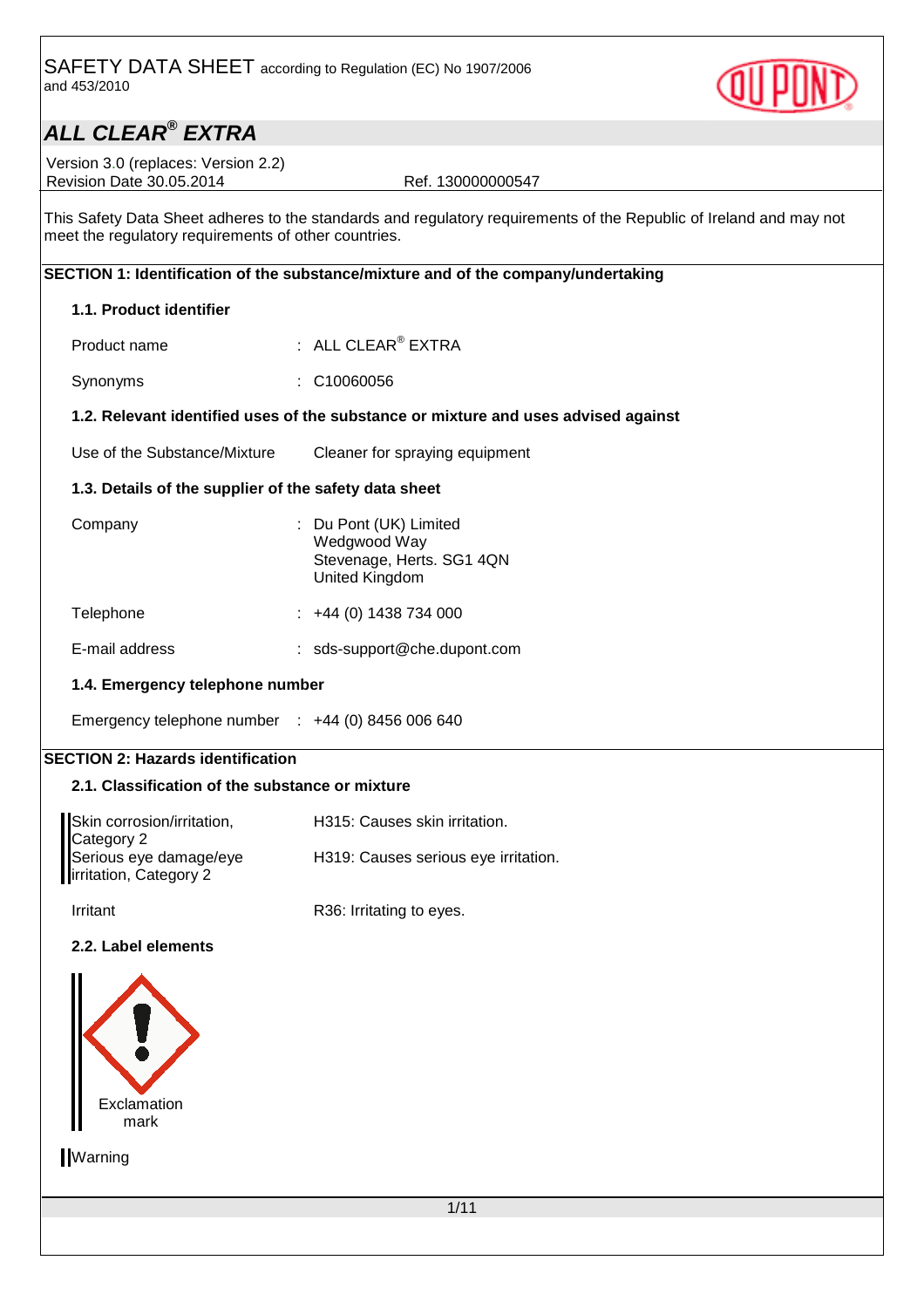SAFETY DATA SHEET according to Regulation (EC) No 1907/2006 and 453/2010

# ALL CLEAR® EXTRA

Version 3.0 (replaces: Version 2.2)
Revision Date 30.05.2014 Ref. 130000000547

This Safety Data Sheet adheres to the standards and regulatory requirements of the Republic of Ireland and may not meet the regulatory requirements of other countries.

## SECTION 1: Identification of the substance/mixture and of the company/undertaking

### 1.1. Product identifier

Product name : ALL CLEAR® EXTRA

Synonyms : C10060056

### 1.2. Relevant identified uses of the substance or mixture and uses advised against

Use of the Substance/Mixture Cleaner for spraying equipment

### 1.3. Details of the supplier of the safety data sheet

Company : Du Pont (UK) Limited
Wedgwood Way
Stevenage, Herts. SG1 4QN
United Kingdom

Telephone : +44 (0) 1438 734 000

E-mail address : sds-support@che.dupont.com

### 1.4. Emergency telephone number

Emergency telephone number : +44 (0) 8456 006 640

## SECTION 2: Hazards identification

### 2.1. Classification of the substance or mixture

| | |
|---|---|
| Skin corrosion/irritation, Category 2 | H315: Causes skin irritation. |
| Serious eye damage/eye irritation, Category 2 | H319: Causes serious eye irritation. |
| Irritant | R36: Irritating to eyes. |

### 2.2. Label elements

Exclamation mark

Warning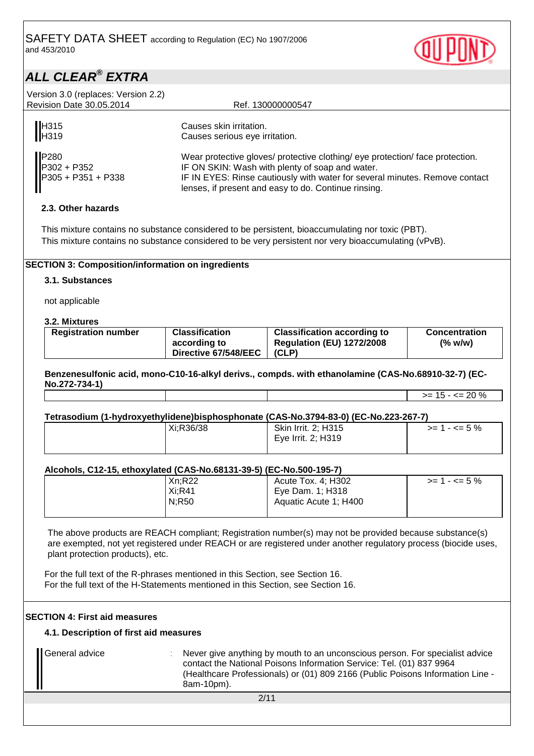| | |
|---|---|
| H315 | Causes skin irritation. |
| H319 | Causes serious eye irritation. |

| | |
|---|---|
| P280 | Wear protective gloves/ protective clothing/ eye protection/ face protection. |
| P302 + P352 | IF ON SKIN: Wash with plenty of soap and water. |
| P305 + P351 + P338 | IF IN EYES: Rinse cautiously with water for several minutes. Remove contact lenses, if present and easy to do. Continue rinsing. |

### 2.3. Other hazards

This mixture contains no substance considered to be persistent, bioaccumulating nor toxic (PBT).
This mixture contains no substance considered to be very persistent nor very bioaccumulating (vPvB).

## SECTION 3: Composition/information on ingredients

### 3.1. Substances

not applicable

### 3.2. Mixtures

| Registration number | Classification according to Directive 67/548/EEC | Classification according to Regulation (EU) 1272/2008 (CLP) | Concentration (% w/w) |
|---|---|---|---|
| **Benzenesulfonic acid, mono-C10-16-alkyl derivs., compds. with ethanolamine (CAS-No.68910-32-7) (EC-No.272-734-1)** | | | |
| | | | >= 15 - <= 20 % |
| **Tetrasodium (1-hydroxyethylidene)bisphosphonate (CAS-No.3794-83-0) (EC-No.223-267-7)** | | | |
| | Xi;R36/38 | Skin Irrit. 2; H315<br>Eye Irrit. 2; H319 | >= 1 - <= 5 % |
| **Alcohols, C12-15, ethoxylated (CAS-No.68131-39-5) (EC-No.500-195-7)** | | | |
| | Xn;R22<br>Xi;R41<br>N;R50 | Acute Tox. 4; H302<br>Eye Dam. 1; H318<br>Aquatic Acute 1; H400 | >= 1 - <= 5 % |

The above products are REACH compliant; Registration number(s) may not be provided because substance(s) are exempted, not yet registered under REACH or are registered under another regulatory process (biocide uses, plant protection products), etc.

For the full text of the R-phrases mentioned in this Section, see Section 16.
For the full text of the H-Statements mentioned in this Section, see Section 16.

## SECTION 4: First aid measures

### 4.1. Description of first aid measures

| | |
|---|---|
| General advice | : Never give anything by mouth to an unconscious person. For specialist advice contact the National Poisons Information Service: Tel. (01) 837 9964 (Healthcare Professionals) or (01) 809 2166 (Public Poisons Information Line - 8am-10pm). |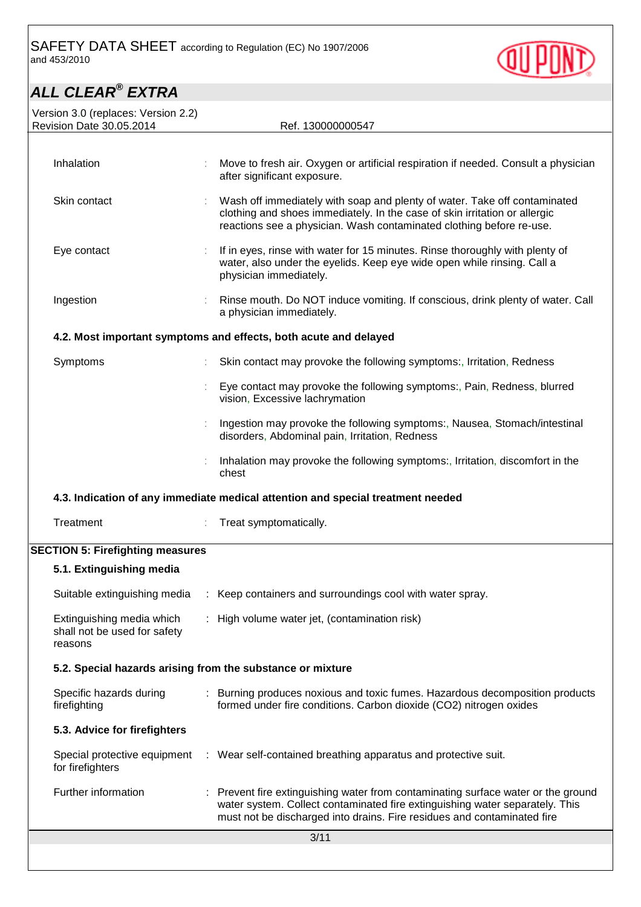| | | |
|---|---|---|
| Inhalation | : | Move to fresh air. Oxygen or artificial respiration if needed. Consult a physician after significant exposure. |
| Skin contact | : | Wash off immediately with soap and plenty of water. Take off contaminated clothing and shoes immediately. In the case of skin irritation or allergic reactions see a physician. Wash contaminated clothing before re-use. |
| Eye contact | : | If in eyes, rinse with water for 15 minutes. Rinse thoroughly with plenty of water, also under the eyelids. Keep eye wide open while rinsing. Call a physician immediately. |
| Ingestion | : | Rinse mouth. Do NOT induce vomiting. If conscious, drink plenty of water. Call a physician immediately. |

### 4.2. Most important symptoms and effects, both acute and delayed

| | | |
|---|---|---|
| Symptoms | : | Skin contact may provoke the following symptoms:, Irritation, Redness |
| | : | Eye contact may provoke the following symptoms:, Pain, Redness, blurred vision, Excessive lachrymation |
| | : | Ingestion may provoke the following symptoms:, Nausea, Stomach/intestinal disorders, Abdominal pain, Irritation, Redness |
| | : | Inhalation may provoke the following symptoms:, Irritation, discomfort in the chest |

### 4.3. Indication of any immediate medical attention and special treatment needed

| | | |
|---|---|---|
| Treatment | : | Treat symptomatically. |

## SECTION 5: Firefighting measures

### 5.1. Extinguishing media

| | | |
|---|---|---|
| Suitable extinguishing media | : | Keep containers and surroundings cool with water spray. |
| Extinguishing media which shall not be used for safety reasons | : | High volume water jet, (contamination risk) |

### 5.2. Special hazards arising from the substance or mixture

| | | |
|---|---|---|
| Specific hazards during firefighting | : | Burning produces noxious and toxic fumes. Hazardous decomposition products formed under fire conditions. Carbon dioxide ($CO_2$) nitrogen oxides |

### 5.3. Advice for firefighters

| | | |
|---|---|---|
| Special protective equipment for firefighters | : | Wear self-contained breathing apparatus and protective suit. |
| Further information | : | Prevent fire extinguishing water from contaminating surface water or the ground water system. Collect contaminated fire extinguishing water separately. This must not be discharged into drains. Fire residues and contaminated fire |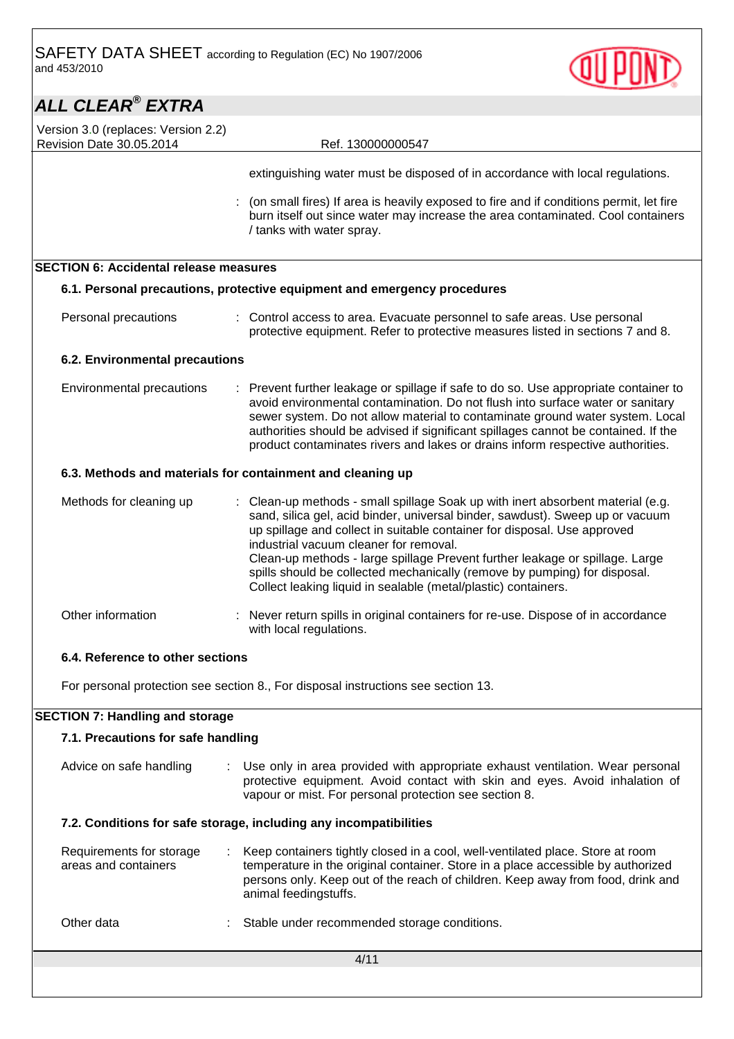extinguishing water must be disposed of in accordance with local regulations.

: (on small fires) If area is heavily exposed to fire and if conditions permit, let fire burn itself out since water may increase the area contaminated. Cool containers / tanks with water spray.

## SECTION 6: Accidental release measures

### 6.1. Personal precautions, protective equipment and emergency procedures

| | |
|---|---|
| Personal precautions | : Control access to area. Evacuate personnel to safe areas. Use personal protective equipment. Refer to protective measures listed in sections 7 and 8. |

### 6.2. Environmental precautions

| | |
|---|---|
| Environmental precautions | : Prevent further leakage or spillage if safe to do so. Use appropriate container to avoid environmental contamination. Do not flush into surface water or sanitary sewer system. Do not allow material to contaminate ground water system. Local authorities should be advised if significant spillages cannot be contained. If the product contaminates rivers and lakes or drains inform respective authorities. |

### 6.3. Methods and materials for containment and cleaning up

| | |
|---|---|
| Methods for cleaning up | : Clean-up methods - small spillage Soak up with inert absorbent material (e.g. sand, silica gel, acid binder, universal binder, sawdust). Sweep up or vacuum up spillage and collect in suitable container for disposal. Use approved industrial vacuum cleaner for removal. Clean-up methods - large spillage Prevent further leakage or spillage. Large spills should be collected mechanically (remove by pumping) for disposal. Collect leaking liquid in sealable (metal/plastic) containers. |
| Other information | : Never return spills in original containers for re-use. Dispose of in accordance with local regulations. |

### 6.4. Reference to other sections

For personal protection see section 8., For disposal instructions see section 13.

## SECTION 7: Handling and storage

### 7.1. Precautions for safe handling

| | |
|---|---|
| Advice on safe handling | : Use only in area provided with appropriate exhaust ventilation. Wear personal protective equipment. Avoid contact with skin and eyes. Avoid inhalation of vapour or mist. For personal protection see section 8. |

### 7.2. Conditions for safe storage, including any incompatibilities

| | |
|---|---|
| Requirements for storage areas and containers | : Keep containers tightly closed in a cool, well-ventilated place. Store at room temperature in the original container. Store in a place accessible by authorized persons only. Keep out of the reach of children. Keep away from food, drink and animal feedingstuffs. |
| Other data | : Stable under recommended storage conditions. |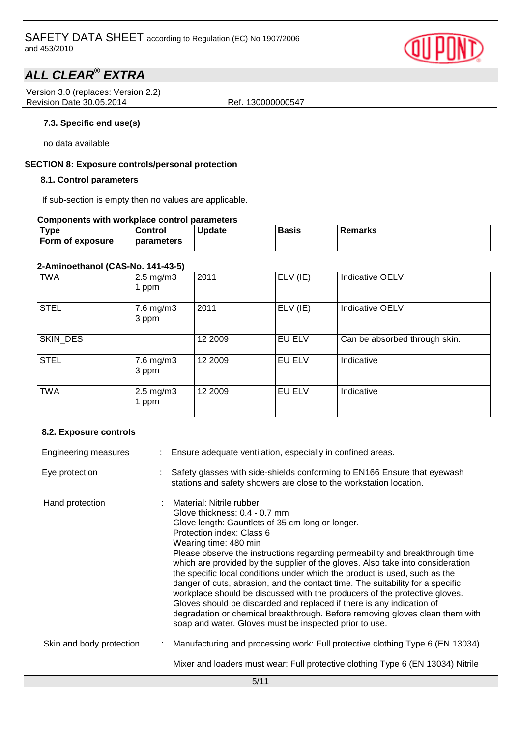### 7.3. Specific end use(s)

no data available

## SECTION 8: Exposure controls/personal protection

### 8.1. Control parameters

If sub-section is empty then no values are applicable.

**Components with workplace control parameters**

| Type<br>Form of exposure | Control parameters | Update | Basis | Remarks |
|---|---|---|---|---|
| **2-Aminoethanol (CAS-No. 141-43-5)** | | | | |
| TWA | 2.5 mg/m3<br>1 ppm | 2011 | ELV (IE) | Indicative OELV |
| STEL | 7.6 mg/m3<br>3 ppm | 2011 | ELV (IE) | Indicative OELV |
| SKIN_DES | | 12 2009 | EU ELV | Can be absorbed through skin. |
| STEL | 7.6 mg/m3<br>3 ppm | 12 2009 | EU ELV | Indicative |
| TWA | 2.5 mg/m3<br>1 ppm | 12 2009 | EU ELV | Indicative |

### 8.2. Exposure controls

Engineering measures : Ensure adequate ventilation, especially in confined areas.

Eye protection : Safety glasses with side-shields conforming to EN166 Ensure that eyewash stations and safety showers are close to the workstation location.

Hand protection : Material: Nitrile rubber
Glove thickness: 0.4 - 0.7 mm
Glove length: Gauntlets of 35 cm long or longer.
Protection index: Class 6
Wearing time: 480 min
Please observe the instructions regarding permeability and breakthrough time which are provided by the supplier of the gloves. Also take into consideration the specific local conditions under which the product is used, such as the danger of cuts, abrasion, and the contact time. The suitability for a specific workplace should be discussed with the producers of the protective gloves. Gloves should be discarded and replaced if there is any indication of degradation or chemical breakthrough. Before removing gloves clean them with soap and water. Gloves must be inspected prior to use.

Skin and body protection : Manufacturing and processing work: Full protective clothing Type 6 (EN 13034)

Mixer and loaders must wear: Full protective clothing Type 6 (EN 13034) Nitrile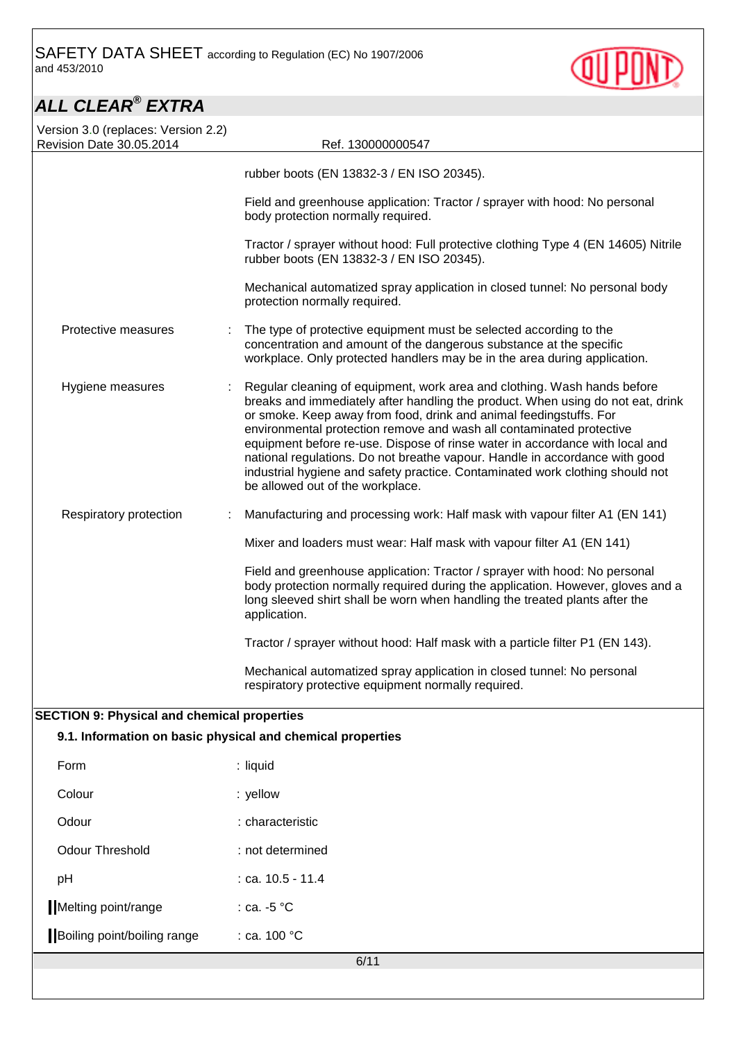rubber boots (EN 13832-3 / EN ISO 20345).

Field and greenhouse application: Tractor / sprayer with hood: No personal body protection normally required.

Tractor / sprayer without hood: Full protective clothing Type 4 (EN 14605) Nitrile rubber boots (EN 13832-3 / EN ISO 20345).

Mechanical automatized spray application in closed tunnel: No personal body protection normally required.

| | |
|---|---|
| Protective measures | : The type of protective equipment must be selected according to the concentration and amount of the dangerous substance at the specific workplace. Only protected handlers may be in the area during application. |
| Hygiene measures | : Regular cleaning of equipment, work area and clothing. Wash hands before breaks and immediately after handling the product. When using do not eat, drink or smoke. Keep away from food, drink and animal feedingstuffs. For environmental protection remove and wash all contaminated protective equipment before re-use. Dispose of rinse water in accordance with local and national regulations. Do not breathe vapour. Handle in accordance with good industrial hygiene and safety practice. Contaminated work clothing should not be allowed out of the workplace. |
| Respiratory protection | : Manufacturing and processing work: Half mask with vapour filter A1 (EN 141) |

Mixer and loaders must wear: Half mask with vapour filter A1 (EN 141)

Field and greenhouse application: Tractor / sprayer with hood: No personal body protection normally required during the application. However, gloves and a long sleeved shirt shall be worn when handling the treated plants after the application.

Tractor / sprayer without hood: Half mask with a particle filter P1 (EN 143).

Mechanical automatized spray application in closed tunnel: No personal respiratory protective equipment normally required.

## SECTION 9: Physical and chemical properties

### 9.1. Information on basic physical and chemical properties

| | |
|---|---|
| Form | : liquid |
| Colour | : yellow |
| Odour | : characteristic |
| Odour Threshold | : not determined |
| pH | : ca. 10.5 - 11.4 |
| Melting point/range | : ca. -5 °C |
| Boiling point/boiling range | : ca. 100 °C |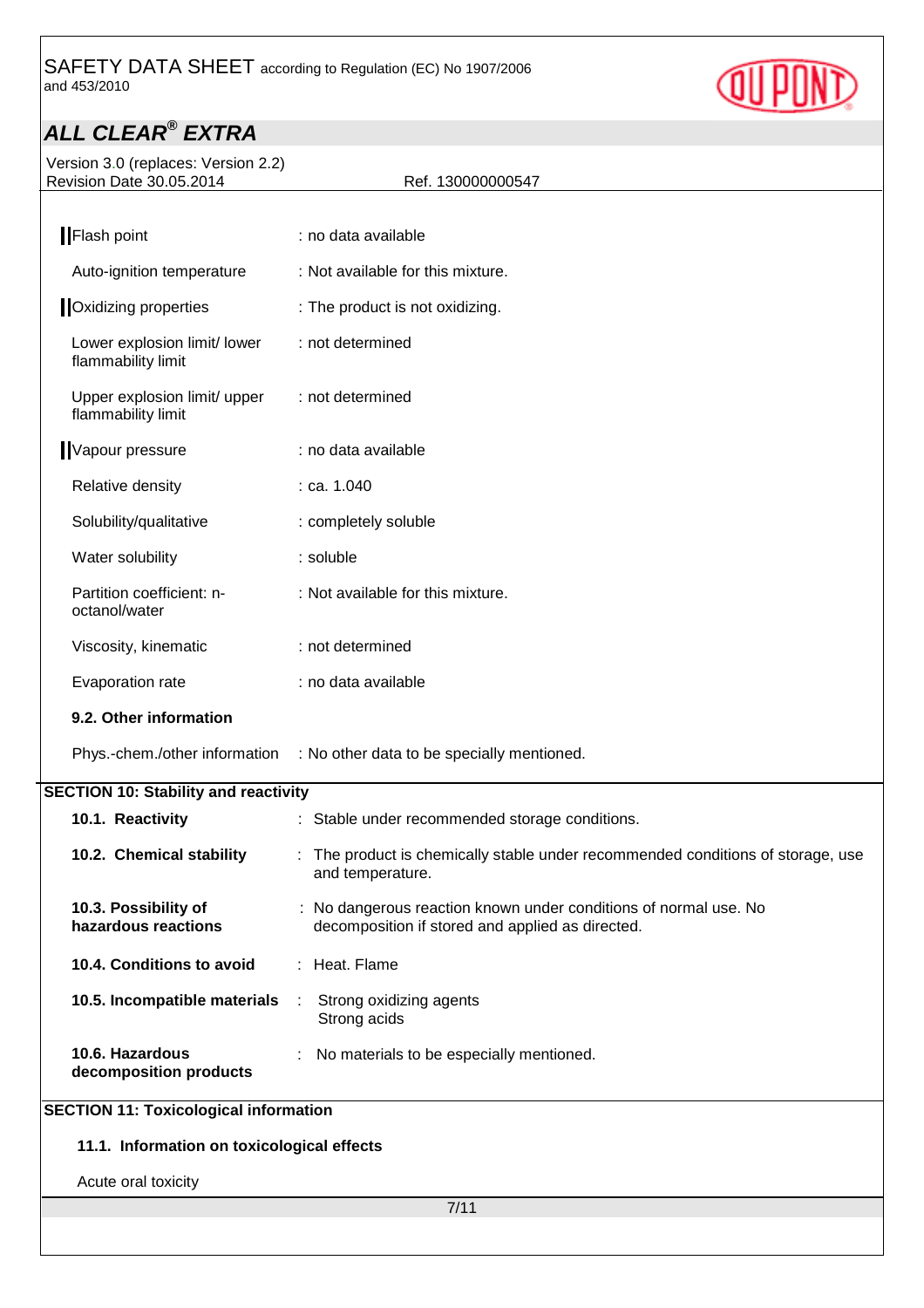| | |
|---|---|
| Flash point | : no data available |
| Auto-ignition temperature | : Not available for this mixture. |
| Oxidizing properties | : The product is not oxidizing. |
| Lower explosion limit/ lower flammability limit | : not determined |
| Upper explosion limit/ upper flammability limit | : not determined |
| Vapour pressure | : no data available |
| Relative density | : ca. 1.040 |
| Solubility/qualitative | : completely soluble |
| Water solubility | : soluble |
| Partition coefficient: n-octanol/water | : Not available for this mixture. |
| Viscosity, kinematic | : not determined |
| Evaporation rate | : no data available |

**9.2. Other information**

| | |
|---|---|
| Phys.-chem./other information | : No other data to be specially mentioned. |

## SECTION 10: Stability and reactivity

| | |
|---|---|
| **10.1. Reactivity** | : Stable under recommended storage conditions. |
| **10.2. Chemical stability** | : The product is chemically stable under recommended conditions of storage, use and temperature. |
| **10.3. Possibility of hazardous reactions** | : No dangerous reaction known under conditions of normal use. No decomposition if stored and applied as directed. |
| **10.4. Conditions to avoid** | : Heat. Flame |
| **10.5. Incompatible materials** | : Strong oxidizing agents<br>Strong acids |
| **10.6. Hazardous decomposition products** | : No materials to be especially mentioned. |

## SECTION 11: Toxicological information

**11.1. Information on toxicological effects**

Acute oral toxicity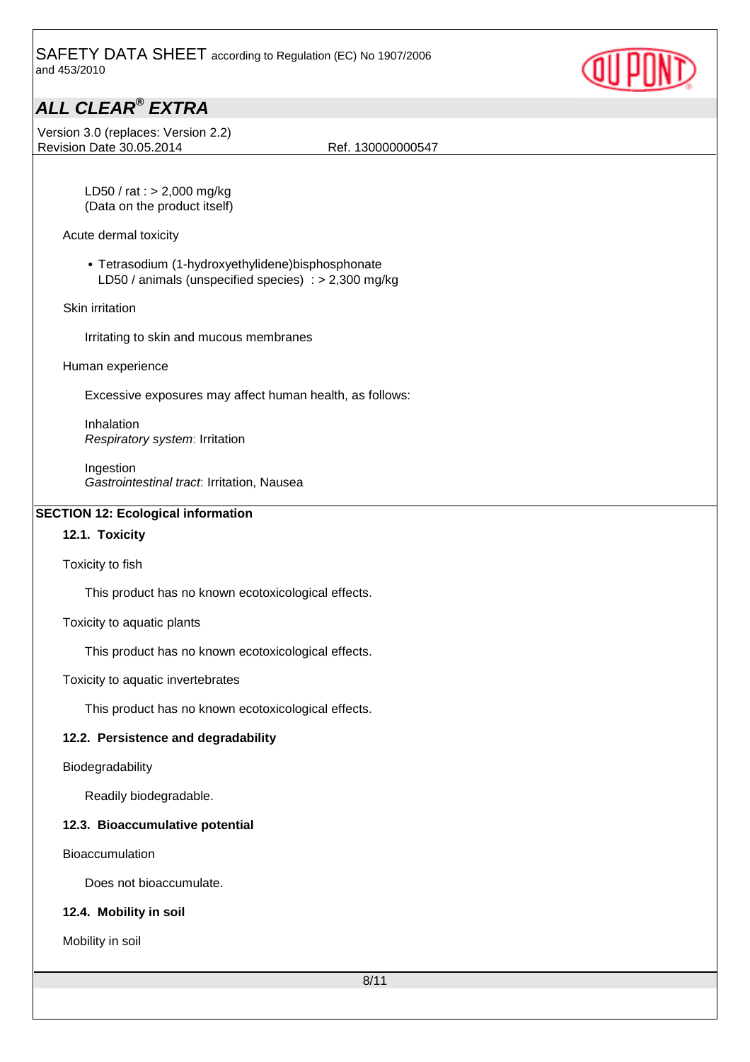LD50 / rat : > 2,000 mg/kg
(Data on the product itself)

Acute dermal toxicity

- Tetrasodium (1-hydroxyethylidene)bisphosphonate
  LD50 / animals (unspecified species) : > 2,300 mg/kg

Skin irritation

Irritating to skin and mucous membranes

Human experience

Excessive exposures may affect human health, as follows:

Inhalation
*Respiratory system*: Irritation

Ingestion
*Gastrointestinal tract*: Irritation, Nausea

## SECTION 12: Ecological information

### 12.1. Toxicity

Toxicity to fish

This product has no known ecotoxicological effects.

Toxicity to aquatic plants

This product has no known ecotoxicological effects.

Toxicity to aquatic invertebrates

This product has no known ecotoxicological effects.

### 12.2. Persistence and degradability

Biodegradability

Readily biodegradable.

### 12.3. Bioaccumulative potential

Bioaccumulation

Does not bioaccumulate.

### 12.4. Mobility in soil

Mobility in soil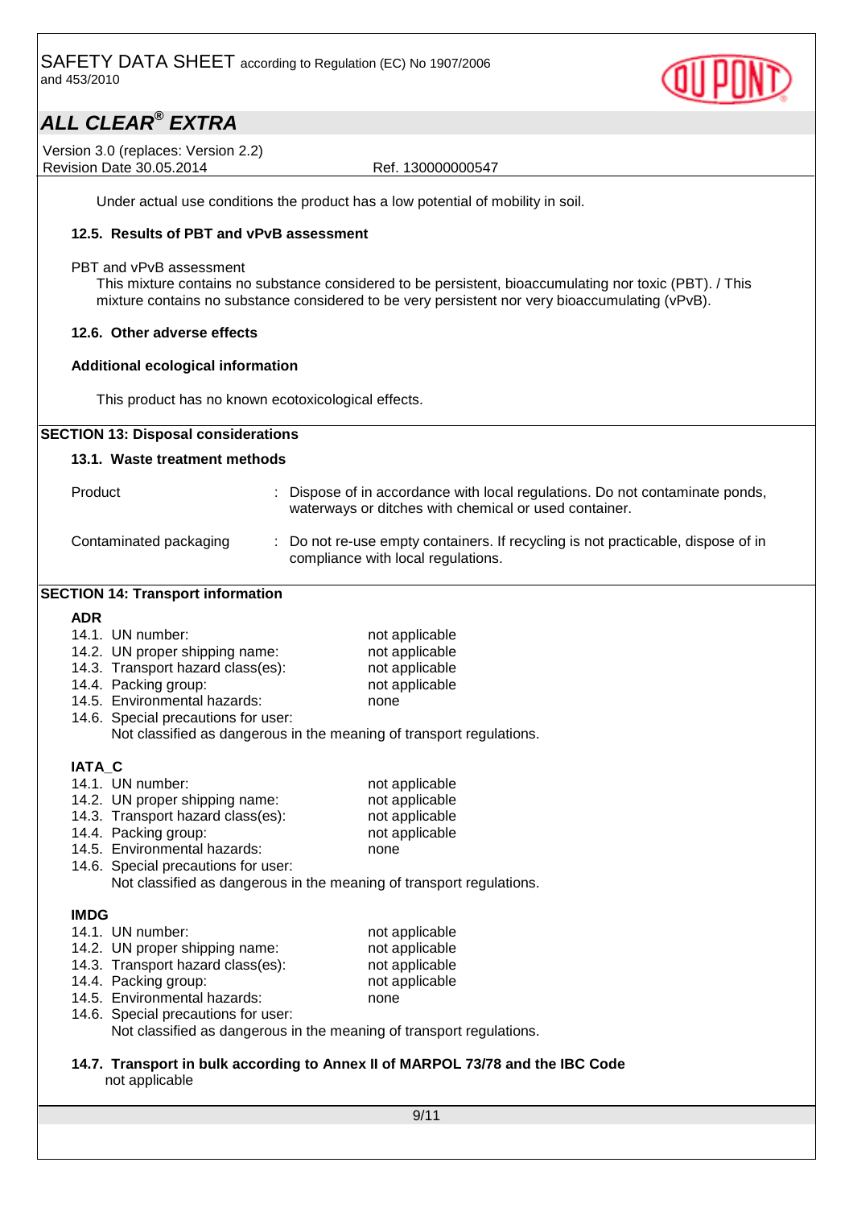Under actual use conditions the product has a low potential of mobility in soil.

### 12.5. Results of PBT and vPvB assessment

PBT and vPvB assessment

This mixture contains no substance considered to be persistent, bioaccumulating nor toxic (PBT). / This mixture contains no substance considered to be very persistent nor very bioaccumulating (vPvB).

### 12.6. Other adverse effects

**Additional ecological information**

This product has no known ecotoxicological effects.

## SECTION 13: Disposal considerations

### 13.1. Waste treatment methods

Product : Dispose of in accordance with local regulations. Do not contaminate ponds, waterways or ditches with chemical or used container.

Contaminated packaging : Do not re-use empty containers. If recycling is not practicable, dispose of in compliance with local regulations.

## SECTION 14: Transport information

**ADR**

14.1. UN number: not applicable
14.2. UN proper shipping name: not applicable
14.3. Transport hazard class(es): not applicable
14.4. Packing group: not applicable
14.5. Environmental hazards: none
14.6. Special precautions for user:
Not classified as dangerous in the meaning of transport regulations.

**IATA_C**

14.1. UN number: not applicable
14.2. UN proper shipping name: not applicable
14.3. Transport hazard class(es): not applicable
14.4. Packing group: not applicable
14.5. Environmental hazards: none
14.6. Special precautions for user:
Not classified as dangerous in the meaning of transport regulations.

**IMDG**

14.1. UN number: not applicable
14.2. UN proper shipping name: not applicable
14.3. Transport hazard class(es): not applicable
14.4. Packing group: not applicable
14.5. Environmental hazards: none
14.6. Special precautions for user:
Not classified as dangerous in the meaning of transport regulations.

### 14.7. Transport in bulk according to Annex II of MARPOL 73/78 and the IBC Code

not applicable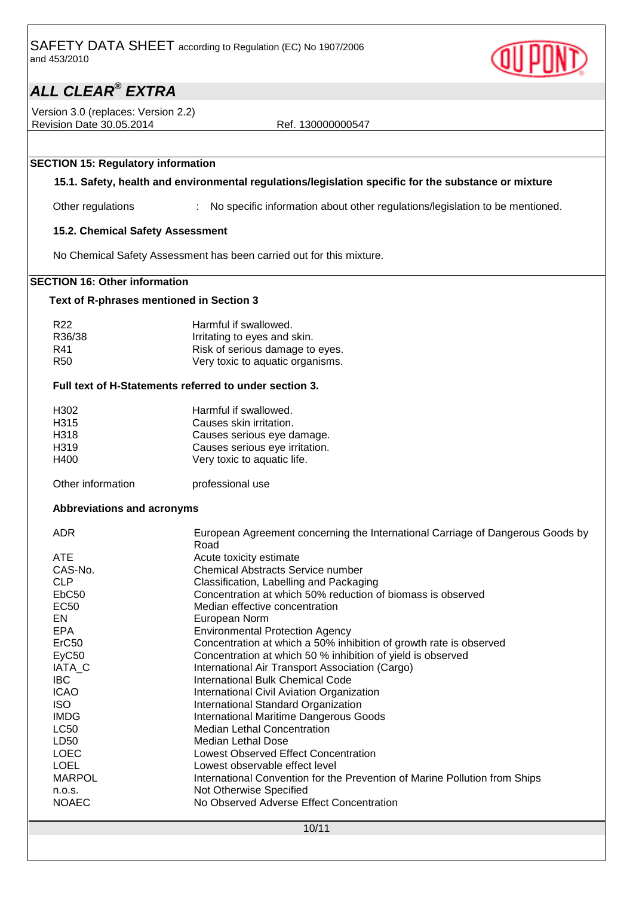## SECTION 15: Regulatory information

### 15.1. Safety, health and environmental regulations/legislation specific for the substance or mixture

Other regulations : No specific information about other regulations/legislation to be mentioned.

### 15.2. Chemical Safety Assessment

No Chemical Safety Assessment has been carried out for this mixture.

## SECTION 16: Other information

### Text of R-phrases mentioned in Section 3

| | |
|---|---|
| R22 | Harmful if swallowed. |
| R36/38 | Irritating to eyes and skin. |
| R41 | Risk of serious damage to eyes. |
| R50 | Very toxic to aquatic organisms. |

### Full text of H-Statements referred to under section 3.

| | |
|---|---|
| H302 | Harmful if swallowed. |
| H315 | Causes skin irritation. |
| H318 | Causes serious eye damage. |
| H319 | Causes serious eye irritation. |
| H400 | Very toxic to aquatic life. |

Other information professional use

### Abbreviations and acronyms

| | |
|---|---|
| ADR | European Agreement concerning the International Carriage of Dangerous Goods by Road |
| ATE | Acute toxicity estimate |
| CAS-No. | Chemical Abstracts Service number |
| CLP | Classification, Labelling and Packaging |
| EbC50 | Concentration at which 50% reduction of biomass is observed |
| EC50 | Median effective concentration |
| EN | European Norm |
| EPA | Environmental Protection Agency |
| ErC50 | Concentration at which a 50% inhibition of growth rate is observed |
| EyC50 | Concentration at which 50 % inhibition of yield is observed |
| IATA_C | International Air Transport Association (Cargo) |
| IBC | International Bulk Chemical Code |
| ICAO | International Civil Aviation Organization |
| ISO | International Standard Organization |
| IMDG | International Maritime Dangerous Goods |
| LC50 | Median Lethal Concentration |
| LD50 | Median Lethal Dose |
| LOEC | Lowest Observed Effect Concentration |
| LOEL | Lowest observable effect level |
| MARPOL | International Convention for the Prevention of Marine Pollution from Ships |
| n.o.s. | Not Otherwise Specified |
| NOAEC | No Observed Adverse Effect Concentration |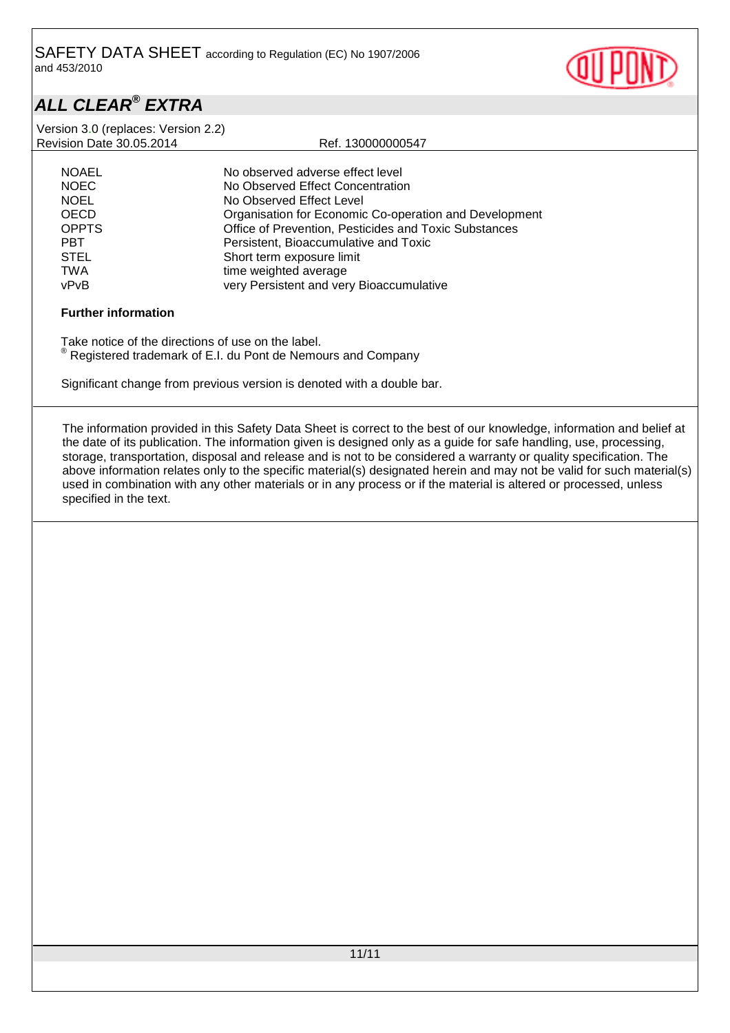| | |
|---|---|
| NOAEL | No observed adverse effect level |
| NOEC | No Observed Effect Concentration |
| NOEL | No Observed Effect Level |
| OECD | Organisation for Economic Co-operation and Development |
| OPPTS | Office of Prevention, Pesticides and Toxic Substances |
| PBT | Persistent, Bioaccumulative and Toxic |
| STEL | Short term exposure limit |
| TWA | time weighted average |
| vPvB | very Persistent and very Bioaccumulative |

**Further information**

Take notice of the directions of use on the label.
® Registered trademark of E.I. du Pont de Nemours and Company

Significant change from previous version is denoted with a double bar.

The information provided in this Safety Data Sheet is correct to the best of our knowledge, information and belief at the date of its publication. The information given is designed only as a guide for safe handling, use, processing, storage, transportation, disposal and release and is not to be considered a warranty or quality specification. The above information relates only to the specific material(s) designated herein and may not be valid for such material(s) used in combination with any other materials or in any process or if the material is altered or processed, unless specified in the text.